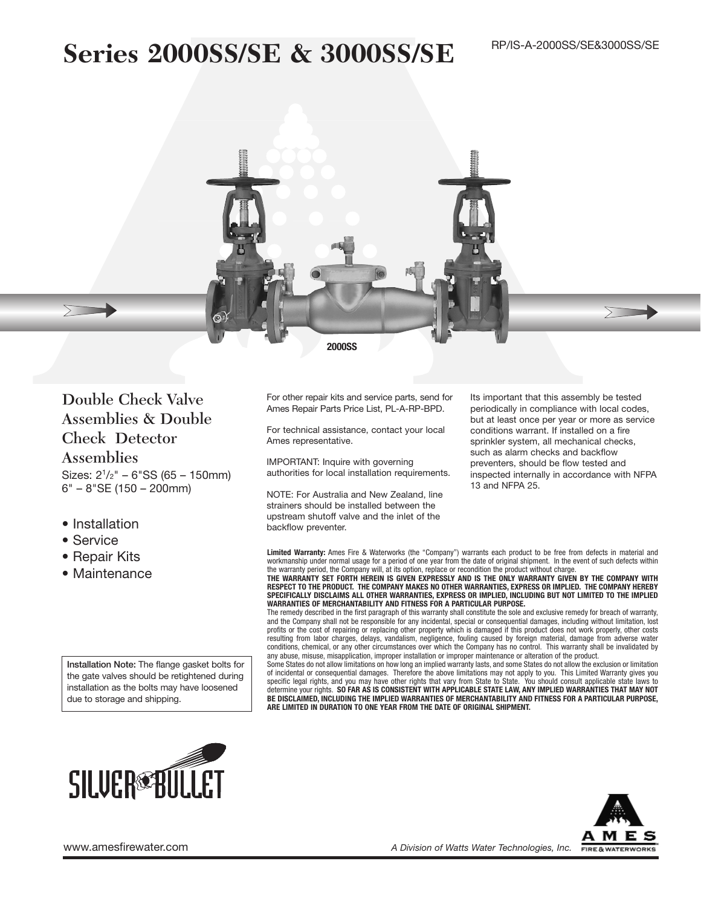# Series 2000SS/SE & 3000SS/SE

RP/IS-A-2000SS/SE&3000SS/SE

2000SS

## Double Check Valve Assemblies & Double Check Detector Assemblies

Sizes: 2-1/2" – 6"SS (65 – 150mm)
6" – 8"SE (150 – 200mm)

- Installation
- Service
- Repair Kits
- Maintenance

For other repair kits and service parts, send for Ames Repair Parts Price List, PL-A-RP-BPD.

For technical assistance, contact your local Ames representative.

IMPORTANT: Inquire with governing authorities for local installation requirements.

NOTE: For Australia and New Zealand, line strainers should be installed between the upstream shutoff valve and the inlet of the backflow preventer.

Its important that this assembly be tested periodically in compliance with local codes, but at least once per year or more as service conditions warrant. If installed on a fire sprinkler system, all mechanical checks, such as alarm checks and backflow preventers, should be flow tested and inspected internally in accordance with NFPA 13 and NFPA 25.

**Installation Note:** The flange gasket bolts for the gate valves should be retightened during installation as the bolts may have loosened due to storage and shipping.

**Limited Warranty:** Ames Fire & Waterworks (the "Company") warrants each product to be free from defects in material and workmanship under normal usage for a period of one year from the date of original shipment. In the event of such defects within the warranty period, the Company will, at its option, replace or recondition the product without charge.

**THE WARRANTY SET FORTH HEREIN IS GIVEN EXPRESSLY AND IS THE ONLY WARRANTY GIVEN BY THE COMPANY WITH RESPECT TO THE PRODUCT. THE COMPANY MAKES NO OTHER WARRANTIES, EXPRESS OR IMPLIED. THE COMPANY HEREBY SPECIFICALLY DISCLAIMS ALL OTHER WARRANTIES, EXPRESS OR IMPLIED, INCLUDING BUT NOT LIMITED TO THE IMPLIED WARRANTIES OF MERCHANTABILITY AND FITNESS FOR A PARTICULAR PURPOSE.**

The remedy described in the first paragraph of this warranty shall constitute the sole and exclusive remedy for breach of warranty, and the Company shall not be responsible for any incidental, special or consequential damages, including without limitation, lost profits or the cost of repairing or replacing other property which is damaged if this product does not work properly, other costs resulting from labor charges, delays, vandalism, negligence, fouling caused by foreign material, damage from adverse water conditions, chemical, or any other circumstances over which the Company has no control. This warranty shall be invalidated by any abuse, misuse, misapplication, improper installation or improper maintenance or alteration of the product.

Some States do not allow limitations on how long an implied warranty lasts, and some States do not allow the exclusion or limitation of incidental or consequential damages. Therefore the above limitations may not apply to you. This Limited Warranty gives you specific legal rights, and you may have other rights that vary from State to State. You should consult applicable state laws to determine your rights. **SO FAR AS IS CONSISTENT WITH APPLICABLE STATE LAW, ANY IMPLIED WARRANTIES THAT MAY NOT BE DISCLAIMED, INCLUDING THE IMPLIED WARRANTIES OF MERCHANTABILITY AND FITNESS FOR A PARTICULAR PURPOSE, ARE LIMITED IN DURATION TO ONE YEAR FROM THE DATE OF ORIGINAL SHIPMENT.**

SILVER BULLET

www.amesfirewater.com

*A Division of Watts Water Technologies, Inc.*

AMES FIRE & WATERWORKS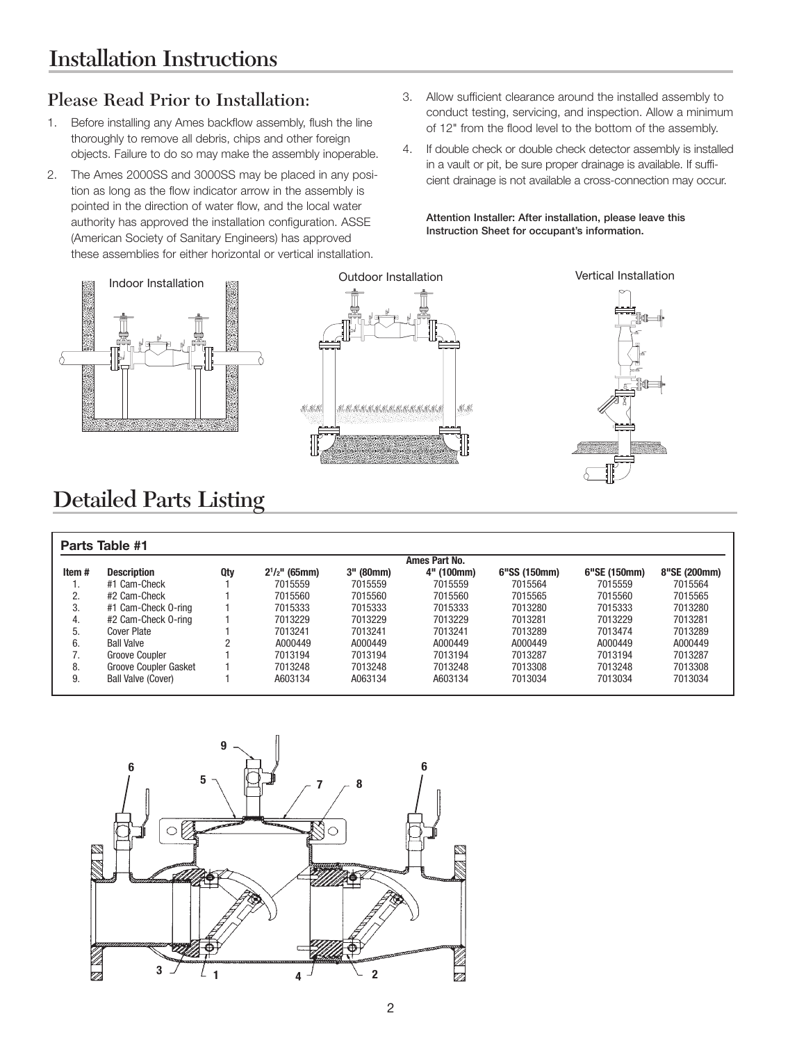# Installation Instructions

## Please Read Prior to Installation:

1. Before installing any Ames backflow assembly, flush the line thoroughly to remove all debris, chips and other foreign objects. Failure to do so may make the assembly inoperable.
2. The Ames 2000SS and 3000SS may be placed in any position as long as the flow indicator arrow in the assembly is pointed in the direction of water flow, and the local water authority has approved the installation configuration. ASSE (American Society of Sanitary Engineers) has approved these assemblies for either horizontal or vertical installation.
3. Allow sufficient clearance around the installed assembly to conduct testing, servicing, and inspection. Allow a minimum of 12" from the flood level to the bottom of the assembly.
4. If double check or double check detector assembly is installed in a vault or pit, be sure proper drainage is available. If sufficient drainage is not available a cross-connection may occur.

**Attention Installer: After installation, please leave this Instruction Sheet for occupant's information.**

Indoor Installation

Outdoor Installation

Vertical Installation

# Detailed Parts Listing

**Parts Table #1**

| | | | Ames Part No. | | | | | |
|---|---|---|---|---|---|---|---|---|
| **Item #** | **Description** | **Qty** | **2½" (65mm)** | **3" (80mm)** | **4" (100mm)** | **6"SS (150mm)** | **6"SE (150mm)** | **8"SE (200mm)** |
| 1. | #1 Cam-Check | 1 | 7015559 | 7015559 | 7015559 | 7015564 | 7015559 | 7015564 |
| 2. | #2 Cam-Check | 1 | 7015560 | 7015560 | 7015560 | 7015565 | 7015560 | 7015565 |
| 3. | #1 Cam-Check O-ring | 1 | 7015333 | 7015333 | 7015333 | 7013280 | 7015333 | 7013280 |
| 4. | #2 Cam-Check O-ring | 1 | 7013229 | 7013229 | 7013229 | 7013281 | 7013229 | 7013281 |
| 5. | Cover Plate | 1 | 7013241 | 7013241 | 7013241 | 7013289 | 7013474 | 7013289 |
| 6. | Ball Valve | 2 | A000449 | A000449 | A000449 | A000449 | A000449 | A000449 |
| 7. | Groove Coupler | 1 | 7013194 | 7013194 | 7013194 | 7013287 | 7013194 | 7013287 |
| 8. | Groove Coupler Gasket | 1 | 7013248 | 7013248 | 7013248 | 7013308 | 7013248 | 7013308 |
| 9. | Ball Valve (Cover) | 1 | A603134 | A063134 | A603134 | 7013034 | 7013034 | 7013034 |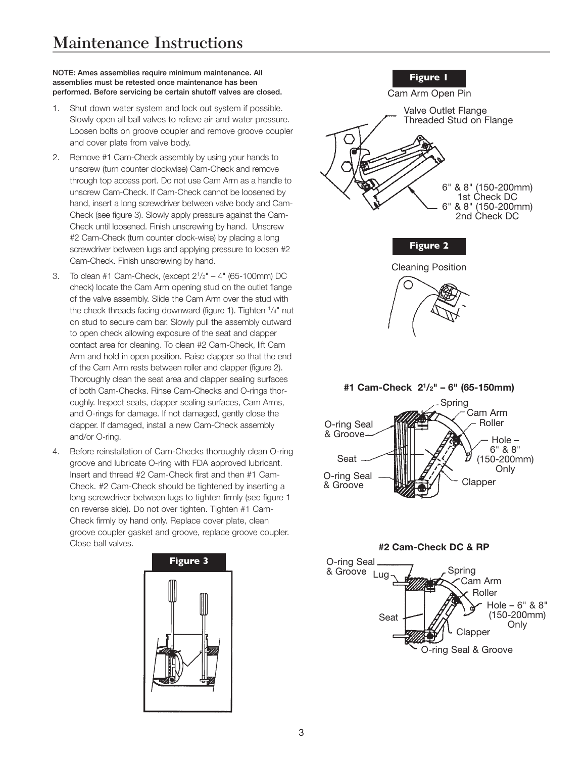# Maintenance Instructions

**NOTE: Ames assemblies require minimum maintenance. All assemblies must be retested once maintenance has been performed. Before servicing be certain shutoff valves are closed.**

1. Shut down water system and lock out system if possible. Slowly open all ball valves to relieve air and water pressure. Loosen bolts on groove coupler and remove groove coupler and cover plate from valve body.
2. Remove #1 Cam-Check assembly by using your hands to unscrew (turn counter clockwise) Cam-Check and remove through top access port. Do not use Cam Arm as a handle to unscrew Cam-Check. If Cam-Check cannot be loosened by hand, insert a long screwdriver between valve body and Cam-Check (see figure 3). Slowly apply pressure against the Cam-Check until loosened. Finish unscrewing by hand. Unscrew #2 Cam-Check (turn counter clock-wise) by placing a long screwdriver between lugs and applying pressure to loosen #2 Cam-Check. Finish unscrewing by hand.
3. To clean #1 Cam-Check, (except 2½" – 4" (65-100mm) DC check) locate the Cam Arm opening stud on the outlet flange of the valve assembly. Slide the Cam Arm over the stud with the check threads facing downward (figure 1). Tighten ¼" nut on stud to secure cam bar. Slowly pull the assembly outward to open check allowing exposure of the seat and clapper contact area for cleaning. To clean #2 Cam-Check, lift Cam Arm and hold in open position. Raise clapper so that the end of the Cam Arm rests between roller and clapper (figure 2). Thoroughly clean the seat area and clapper sealing surfaces of both Cam-Checks. Rinse Cam-Checks and O-rings thoroughly. Inspect seats, clapper sealing surfaces, Cam Arms, and O-rings for damage. If not damaged, gently close the clapper. If damaged, install a new Cam-Check assembly and/or O-ring.
4. Before reinstallation of Cam-Checks thoroughly clean O-ring groove and lubricate O-ring with FDA approved lubricant. Insert and thread #2 Cam-Check first and then #1 Cam-Check. #2 Cam-Check should be tightened by inserting a long screwdriver between lugs to tighten firmly (see figure 1 on reverse side). Do not over tighten. Tighten #1 Cam-Check firmly by hand only. Replace cover plate, clean groove coupler gasket and groove, replace groove coupler. Close ball valves.

**Figure 3**

**Figure 1**

Cam Arm Open Pin

Valve Outlet Flange Threaded Stud on Flange

6" & 8" (150-200mm) 1st Check DC

6" & 8" (150-200mm) 2nd Check DC

**Figure 2**

Cleaning Position

**#1 Cam-Check 2½" – 6" (65-150mm)**

Spring, Cam Arm, Roller, O-ring Seal & Groove, Hole – 6" & 8" (150-200mm) Only, Seat, O-ring Seal & Groove, Clapper

**#2 Cam-Check DC & RP**

O-ring Seal & Groove, Lug, Spring, Cam Arm, Roller, Hole – 6" & 8" (150-200mm) Only, Seat, Clapper, O-ring Seal & Groove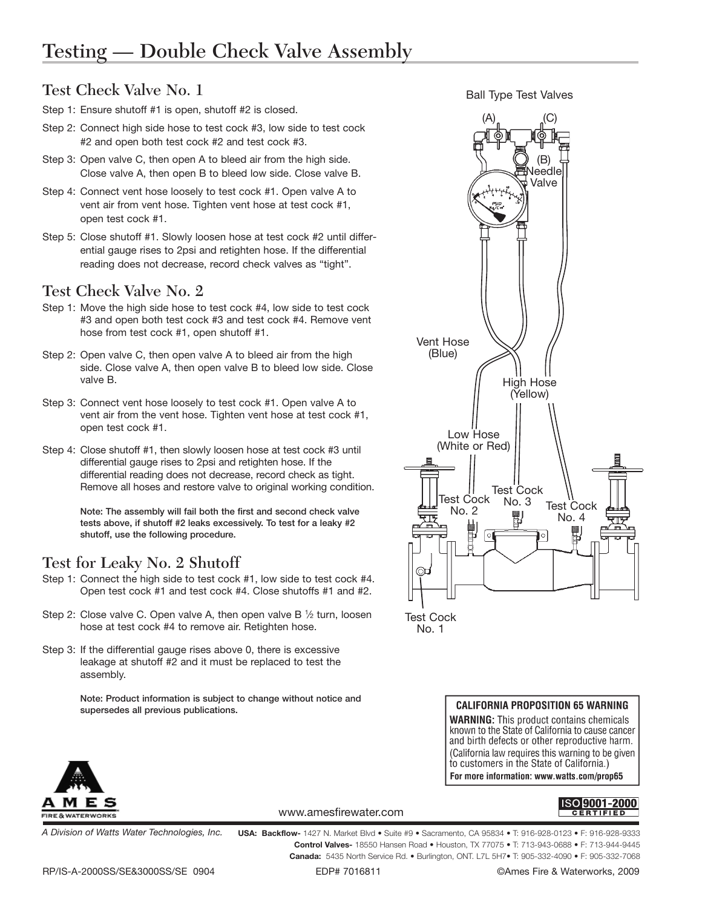# Testing — Double Check Valve Assembly

## Test Check Valve No. 1

Step 1: Ensure shutoff #1 is open, shutoff #2 is closed.

Step 2: Connect high side hose to test cock #3, low side to test cock #2 and open both test cock #2 and test cock #3.

Step 3: Open valve C, then open A to bleed air from the high side. Close valve A, then open B to bleed low side. Close valve B.

Step 4: Connect vent hose loosely to test cock #1. Open valve A to vent air from vent hose. Tighten vent hose at test cock #1, open test cock #1.

Step 5: Close shutoff #1. Slowly loosen hose at test cock #2 until differential gauge rises to 2psi and retighten hose. If the differential reading does not decrease, record check valves as "tight".

## Test Check Valve No. 2

Step 1: Move the high side hose to test cock #4, low side to test cock #3 and open both test cock #3 and test cock #4. Remove vent hose from test cock #1, open shutoff #1.

Step 2: Open valve C, then open valve A to bleed air from the high side. Close valve A, then open valve B to bleed low side. Close valve B.

Step 3: Connect vent hose loosely to test cock #1. Open valve A to vent air from the vent hose. Tighten vent hose at test cock #1, open test cock #1.

Step 4: Close shutoff #1, then slowly loosen hose at test cock #3 until differential gauge rises to 2psi and retighten hose. If the differential reading does not decrease, record check as tight. Remove all hoses and restore valve to original working condition.

**Note: The assembly will fail both the first and second check valve tests above, if shutoff #2 leaks excessively. To test for a leaky #2 shutoff, use the following procedure.**

## Test for Leaky No. 2 Shutoff

Step 1: Connect the high side to test cock #1, low side to test cock #4. Open test cock #1 and test cock #4. Close shutoffs #1 and #2.

Step 2: Close valve C. Open valve A, then open valve B ½ turn, loosen hose at test cock #4 to remove air. Retighten hose.

Step 3: If the differential gauge rises above 0, there is excessive leakage at shutoff #2 and it must be replaced to test the assembly.

**Note: Product information is subject to change without notice and supersedes all previous publications.**

Ball Type Test Valves
(A)
(C)
(B) Needle Valve
Vent Hose (Blue)
High Hose (Yellow)
Low Hose (White or Red)
Test Cock No. 2
Test Cock No. 3
Test Cock No. 4
Test Cock No. 1

**CALIFORNIA PROPOSITION 65 WARNING**

**WARNING:** This product contains chemicals known to the State of California to cause cancer and birth defects or other reproductive harm. (California law requires this warning to be given to customers in the State of California.)

**For more information: www.watts.com/prop65**

AMES FIRE & WATERWORKS

www.amesfirewater.com

ISO 9001-2000 CERTIFIED

*A Division of Watts Water Technologies, Inc.*

**USA: Backflow-** 1427 N. Market Blvd • Suite #9 • Sacramento, CA 95834 • T: 916-928-0123 • F: 916-928-9333

**Control Valves-** 18550 Hansen Road • Houston, TX 77075 • T: 713-943-0688 • F: 713-944-9445

**Canada:** 5435 North Service Rd. • Burlington, ONT. L7L 5H7• T: 905-332-4090 • F: 905-332-7068

RP/IS-A-2000SS/SE&3000SS/SE 0904

EDP# 7016811

©Ames Fire & Waterworks, 2009